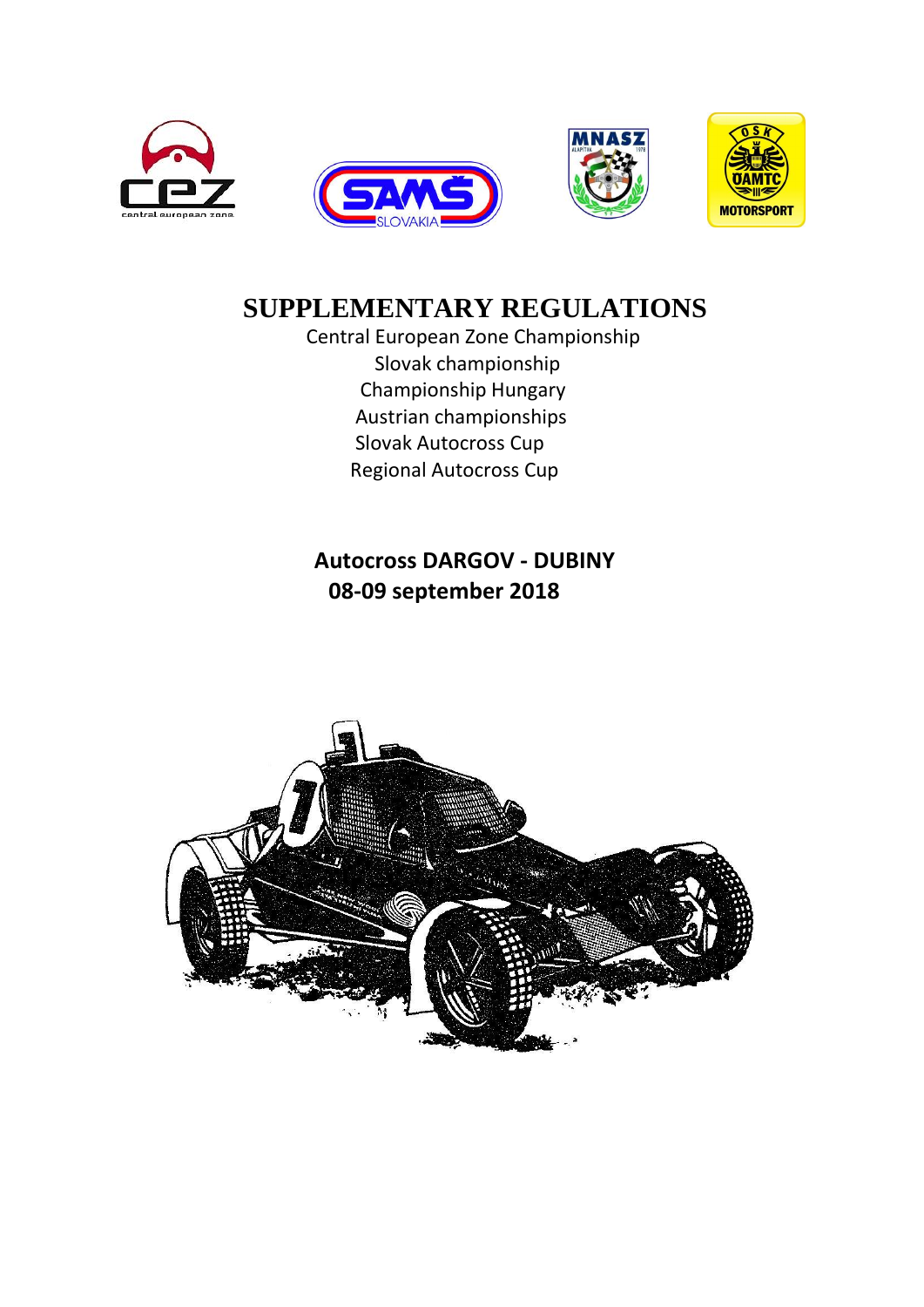# SUPPLEMENTARY REGULATIONS

Central European Zone Championship
Slovak championship
Championship Hungary
Austrian championships
Slovak Autocross Cup
Regional Autocross Cup

**Autocross DARGOV - DUBINY**
**08-09 september 2018**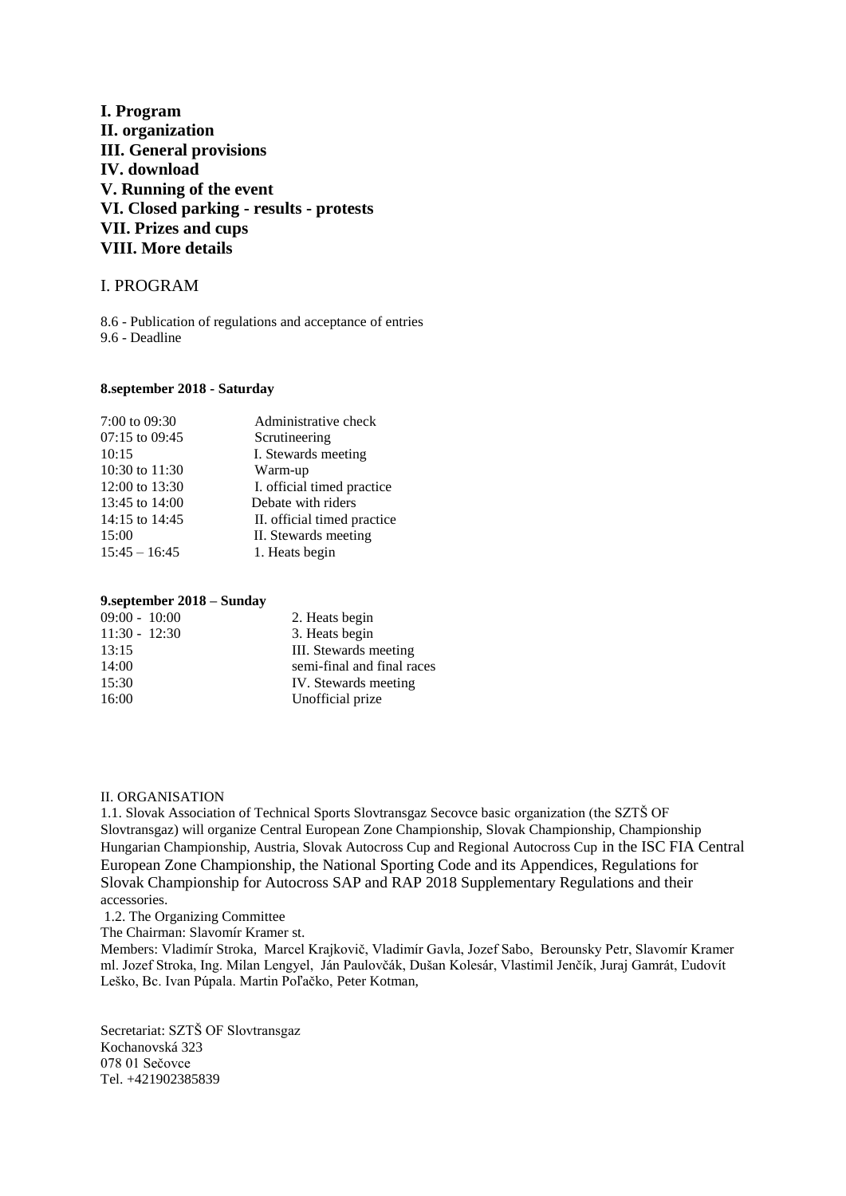**I. Program**
**II. organization**
**III. General provisions**
**IV. download**
**V. Running of the event**
**VI. Closed parking - results - protests**
**VII. Prizes and cups**
**VIII. More details**

# I. PROGRAM

8.6 - Publication of regulations and acceptance of entries
9.6 - Deadline

**8.september 2018 - Saturday**

| | |
|---|---|
| 7:00 to 09:30 | Administrative check |
| 07:15 to 09:45 | Scrutineering |
| 10:15 | I. Stewards meeting |
| 10:30 to 11:30 | Warm-up |
| 12:00 to 13:30 | I. official timed practice |
| 13:45 to 14:00 | Debate with riders |
| 14:15 to 14:45 | II. official timed practice |
| 15:00 | II. Stewards meeting |
| 15:45 – 16:45 | 1. Heats begin |

**9.september 2018 – Sunday**

| | |
|---|---|
| 09:00 - 10:00 | 2. Heats begin |
| 11:30 - 12:30 | 3. Heats begin |
| 13:15 | III. Stewards meeting |
| 14:00 | semi-final and final races |
| 15:30 | IV. Stewards meeting |
| 16:00 | Unofficial prize |

# II. ORGANISATION

1.1. Slovak Association of Technical Sports Slovtransgaz Secovce basic organization (the SZTŠ OF Slovtransgaz) will organize Central European Zone Championship, Slovak Championship, Championship Hungarian Championship, Austria, Slovak Autocross Cup and Regional Autocross Cup in the ISC FIA Central European Zone Championship, the National Sporting Code and its Appendices, Regulations for Slovak Championship for Autocross SAP and RAP 2018 Supplementary Regulations and their accessories.

1.2. The Organizing Committee

The Chairman: Slavomír Kramer st.

Members: Vladimír Stroka, Marcel Krajkovič, Vladimír Gavla, Jozef Sabo, Berounsky Petr, Slavomír Kramer ml. Jozef Stroka, Ing. Milan Lengyel, Ján Paulovčák, Dušan Kolesár, Vlastimil Jenčík, Juraj Gamrát, Ľudovít Leško, Bc. Ivan Púpala. Martin Poľačko, Peter Kotman,

Secretariat: SZTŠ OF Slovtransgaz
Kochanovská 323
078 01 Sečovce
Tel. +421902385839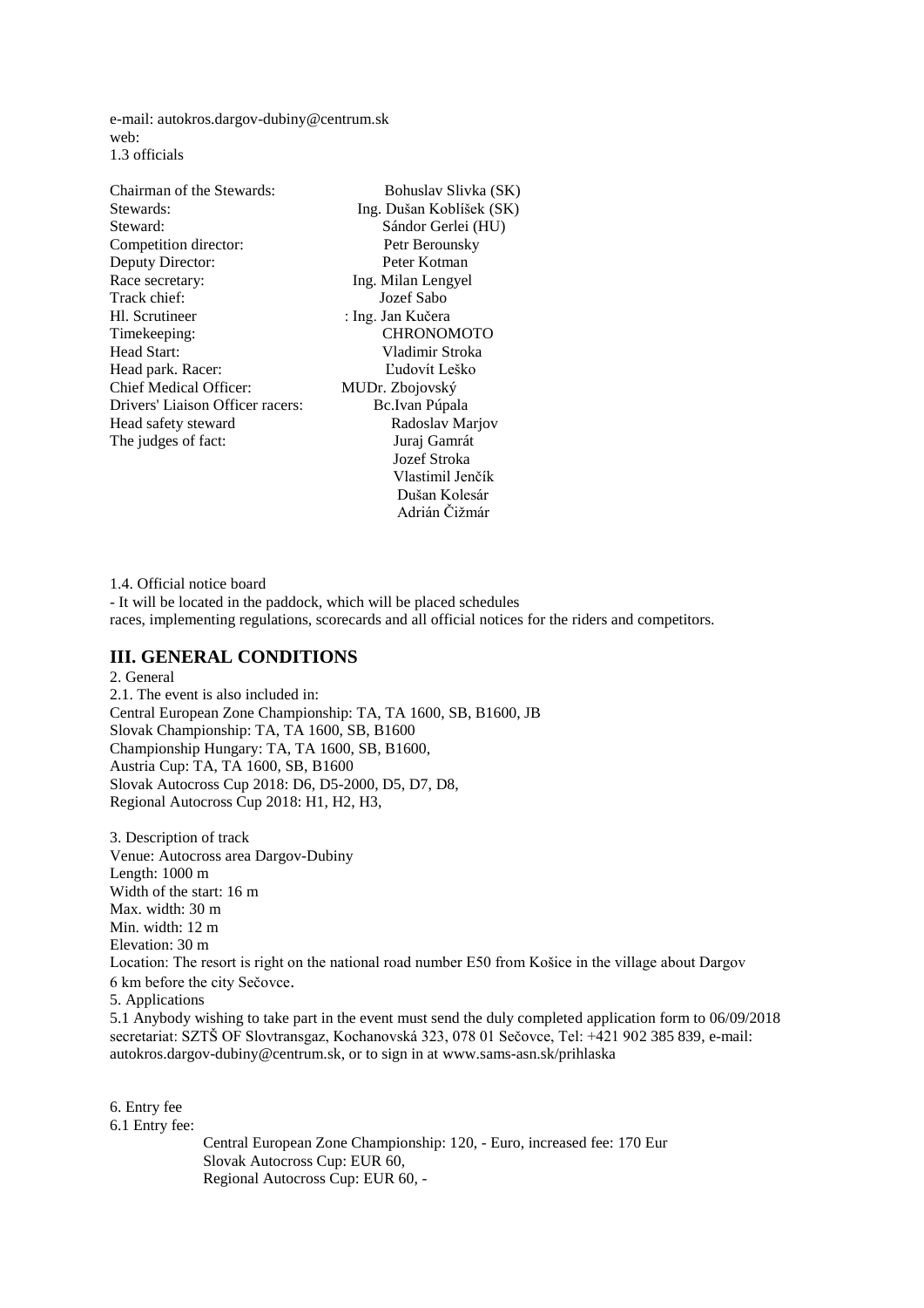e-mail: autokros.dargov-dubiny@centrum.sk
web:
1.3 officials

| | |
|---|---|
| Chairman of the Stewards: | Bohuslav Slivka (SK) |
| Stewards: | Ing. Dušan Koblíšek (SK) |
| Steward: | Sándor Gerlei (HU) |
| Competition director: | Petr Berounsky |
| Deputy Director: | Peter Kotman |
| Race secretary: | Ing. Milan Lengyel |
| Track chief: | Jozef Sabo |
| Hl. Scrutineer | : Ing. Jan Kučera |
| Timekeeping: | CHRONOMOTO |
| Head Start: | Vladimir Stroka |
| Head park. Racer: | Ľudovít Leško |
| Chief Medical Officer: | MUDr. Zbojovský |
| Drivers' Liaison Officer racers: | Bc.Ivan Púpala |
| Head safety steward | Radoslav Marjov |
| The judges of fact: | Juraj Gamrát |
| | Jozef Stroka |
| | Vlastimil Jenčík |
| | Dušan Kolesár |
| | Adrián Čižmár |

1.4. Official notice board
- It will be located in the paddock, which will be placed schedules
races, implementing regulations, scorecards and all official notices for the riders and competitors.

## III. GENERAL CONDITIONS

2. General
2.1. The event is also included in:
Central European Zone Championship: TA, TA 1600, SB, B1600, JB
Slovak Championship: TA, TA 1600, SB, B1600
Championship Hungary: TA, TA 1600, SB, B1600,
Austria Cup: TA, TA 1600, SB, B1600
Slovak Autocross Cup 2018: D6, D5-2000, D5, D7, D8,
Regional Autocross Cup 2018: H1, H2, H3,

3. Description of track
Venue: Autocross area Dargov-Dubiny
Length: 1000 m
Width of the start: 16 m
Max. width: 30 m
Min. width: 12 m
Elevation: 30 m
Location: The resort is right on the national road number E50 from Košice in the village about Dargov
6 km before the city Sečovce.
5. Applications
5.1 Anybody wishing to take part in the event must send the duly completed application form to 06/09/2018 secretariat: SZTŠ OF Slovtransgaz, Kochanovská 323, 078 01 Sečovce, Tel: +421 902 385 839, e-mail: autokros.dargov-dubiny@centrum.sk, or to sign in at www.sams-asn.sk/prihlaska

6. Entry fee
6.1 Entry fee:

Central European Zone Championship: 120, - Euro, increased fee: 170 Eur
Slovak Autocross Cup: EUR 60,
Regional Autocross Cup: EUR 60, -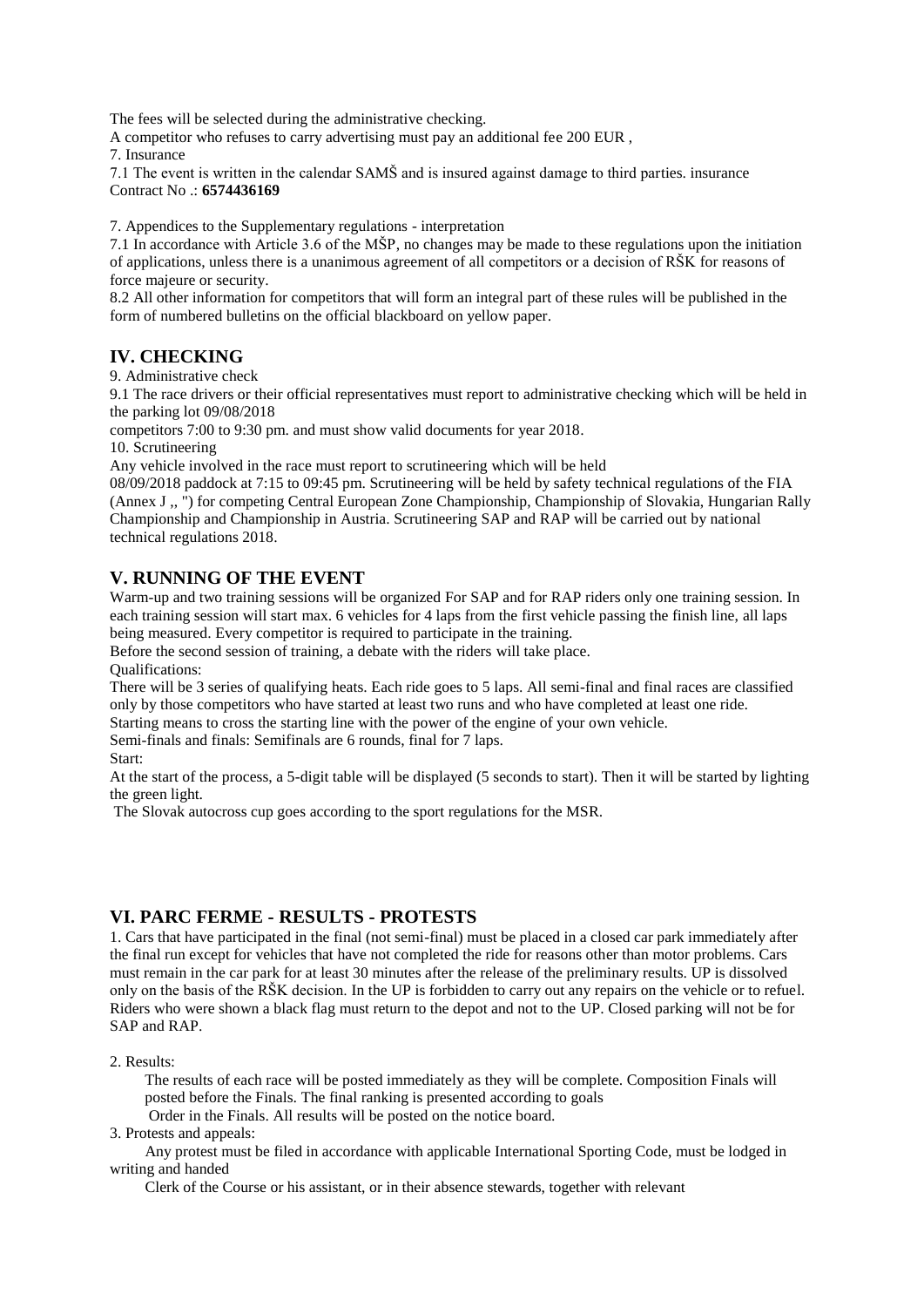The fees will be selected during the administrative checking.

A competitor who refuses to carry advertising must pay an additional fee 200 EUR ,

7. Insurance

7.1 The event is written in the calendar SAMŠ and is insured against damage to third parties. insurance Contract No .: **6574436169**

7. Appendices to the Supplementary regulations - interpretation

7.1 In accordance with Article 3.6 of the MŠP, no changes may be made to these regulations upon the initiation of applications, unless there is a unanimous agreement of all competitors or a decision of RŠK for reasons of force majeure or security.

8.2 All other information for competitors that will form an integral part of these rules will be published in the form of numbered bulletins on the official blackboard on yellow paper.

## IV. CHECKING

9. Administrative check

9.1 The race drivers or their official representatives must report to administrative checking which will be held in the parking lot 09/08/2018

competitors 7:00 to 9:30 pm. and must show valid documents for year 2018.

10. Scrutineering

Any vehicle involved in the race must report to scrutineering which will be held

08/09/2018 paddock at 7:15 to 09:45 pm. Scrutineering will be held by safety technical regulations of the FIA (Annex J ,, ") for competing Central European Zone Championship, Championship of Slovakia, Hungarian Rally Championship and Championship in Austria. Scrutineering SAP and RAP will be carried out by national technical regulations 2018.

## V. RUNNING OF THE EVENT

Warm-up and two training sessions will be organized For SAP and for RAP riders only one training session. In each training session will start max. 6 vehicles for 4 laps from the first vehicle passing the finish line, all laps being measured. Every competitor is required to participate in the training.

Before the second session of training, a debate with the riders will take place.

Qualifications:

There will be 3 series of qualifying heats. Each ride goes to 5 laps. All semi-final and final races are classified only by those competitors who have started at least two runs and who have completed at least one ride.

Starting means to cross the starting line with the power of the engine of your own vehicle.

Semi-finals and finals: Semifinals are 6 rounds, final for 7 laps.

Start:

At the start of the process, a 5-digit table will be displayed (5 seconds to start). Then it will be started by lighting the green light.

The Slovak autocross cup goes according to the sport regulations for the MSR.

## VI. PARC FERME - RESULTS - PROTESTS

1. Cars that have participated in the final (not semi-final) must be placed in a closed car park immediately after the final run except for vehicles that have not completed the ride for reasons other than motor problems. Cars must remain in the car park for at least 30 minutes after the release of the preliminary results. UP is dissolved only on the basis of the RŠK decision. In the UP is forbidden to carry out any repairs on the vehicle or to refuel. Riders who were shown a black flag must return to the depot and not to the UP. Closed parking will not be for SAP and RAP.

2. Results:

The results of each race will be posted immediately as they will be complete. Composition Finals will posted before the Finals. The final ranking is presented according to goals

Order in the Finals. All results will be posted on the notice board.

3. Protests and appeals:

Any protest must be filed in accordance with applicable International Sporting Code, must be lodged in writing and handed

Clerk of the Course or his assistant, or in their absence stewards, together with relevant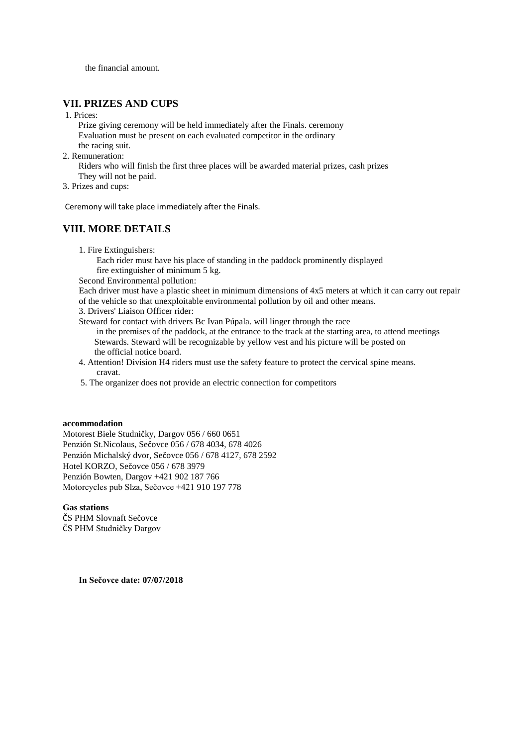the financial amount.

## VII. PRIZES AND CUPS

1. Prices:

   Prize giving ceremony will be held immediately after the Finals. ceremony
   Evaluation must be present on each evaluated competitor in the ordinary
   the racing suit.

2. Remuneration:

   Riders who will finish the first three places will be awarded material prizes, cash prizes
   They will not be paid.

3. Prizes and cups:

Ceremony will take place immediately after the Finals.

## VIII. MORE DETAILS

1. Fire Extinguishers:

   Each rider must have his place of standing in the paddock prominently displayed
   fire extinguisher of minimum 5 kg.

Second Environmental pollution:

Each driver must have a plastic sheet in minimum dimensions of 4x5 meters at which it can carry out repair of the vehicle so that unexploitable environmental pollution by oil and other means.

3. Drivers' Liaison Officer rider:

Steward for contact with drivers Bc Ivan Púpala. will linger through the race
in the premises of the paddock, at the entrance to the track at the starting area, to attend meetings
Stewards. Steward will be recognizable by yellow vest and his picture will be posted on
the official notice board.

4. Attention! Division H4 riders must use the safety feature to protect the cervical spine means.
   cravat.
5. The organizer does not provide an electric connection for competitors

**accommodation**

Motorest Biele Studničky, Dargov 056 / 660 0651
Penzión St.Nicolaus, Sečovce 056 / 678 4034, 678 4026
Penzión Michalský dvor, Sečovce 056 / 678 4127, 678 2592
Hotel KORZO, Sečovce 056 / 678 3979
Penzión Bowten, Dargov +421 902 187 766
Motorcycles pub Slza, Sečovce +421 910 197 778

**Gas stations**

ČS PHM Slovnaft Sečovce
ČS PHM Studničky Dargov

**In Sečovce date: 07/07/2018**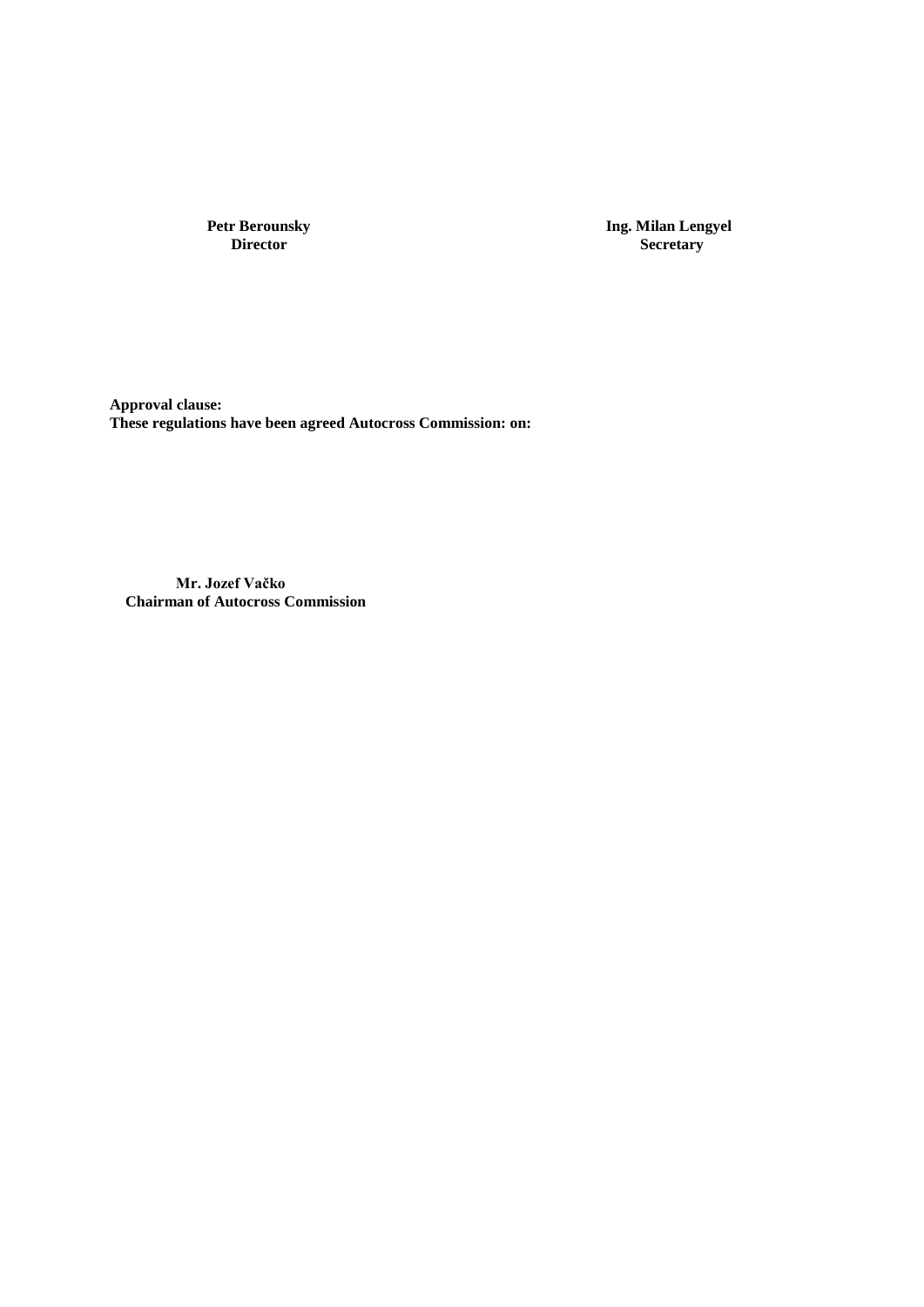**Petr Berounsky**
**Director**

**Ing. Milan Lengyel**
**Secretary**

**Approval clause:**
**These regulations have been agreed Autocross Commission: on:**

**Mr. Jozef Vačko**
**Chairman of Autocross Commission**